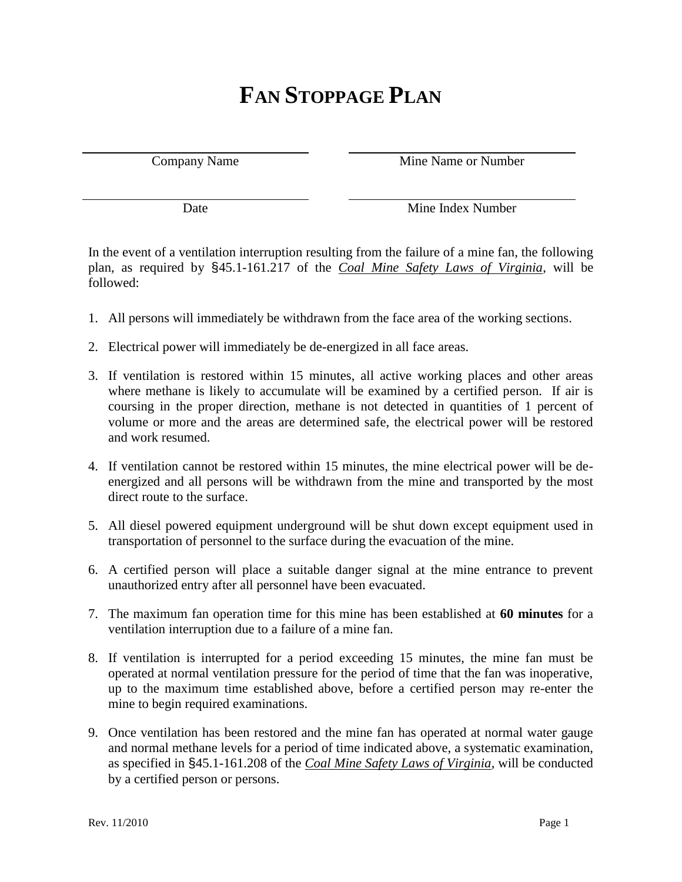# FAN STOPPAGE PLAN

| ____________________ | ____________________ |
|---|---|
| Company Name | Mine Name or Number |
| ____________________ | ____________________ |
| Date | Mine Index Number |

In the event of a ventilation interruption resulting from the failure of a mine fan, the following plan, as required by §45.1-161.217 of the *Coal Mine Safety Laws of Virginia*, will be followed:

1. All persons will immediately be withdrawn from the face area of the working sections.

2. Electrical power will immediately be de-energized in all face areas.

3. If ventilation is restored within 15 minutes, all active working places and other areas where methane is likely to accumulate will be examined by a certified person. If air is coursing in the proper direction, methane is not detected in quantities of 1 percent of volume or more and the areas are determined safe, the electrical power will be restored and work resumed.

4. If ventilation cannot be restored within 15 minutes, the mine electrical power will be de-energized and all persons will be withdrawn from the mine and transported by the most direct route to the surface.

5. All diesel powered equipment underground will be shut down except equipment used in transportation of personnel to the surface during the evacuation of the mine.

6. A certified person will place a suitable danger signal at the mine entrance to prevent unauthorized entry after all personnel have been evacuated.

7. The maximum fan operation time for this mine has been established at **60 minutes** for a ventilation interruption due to a failure of a mine fan.

8. If ventilation is interrupted for a period exceeding 15 minutes, the mine fan must be operated at normal ventilation pressure for the period of time that the fan was inoperative, up to the maximum time established above, before a certified person may re-enter the mine to begin required examinations.

9. Once ventilation has been restored and the mine fan has operated at normal water gauge and normal methane levels for a period of time indicated above, a systematic examination, as specified in §45.1-161.208 of the *Coal Mine Safety Laws of Virginia*, will be conducted by a certified person or persons.

Rev. 11/2010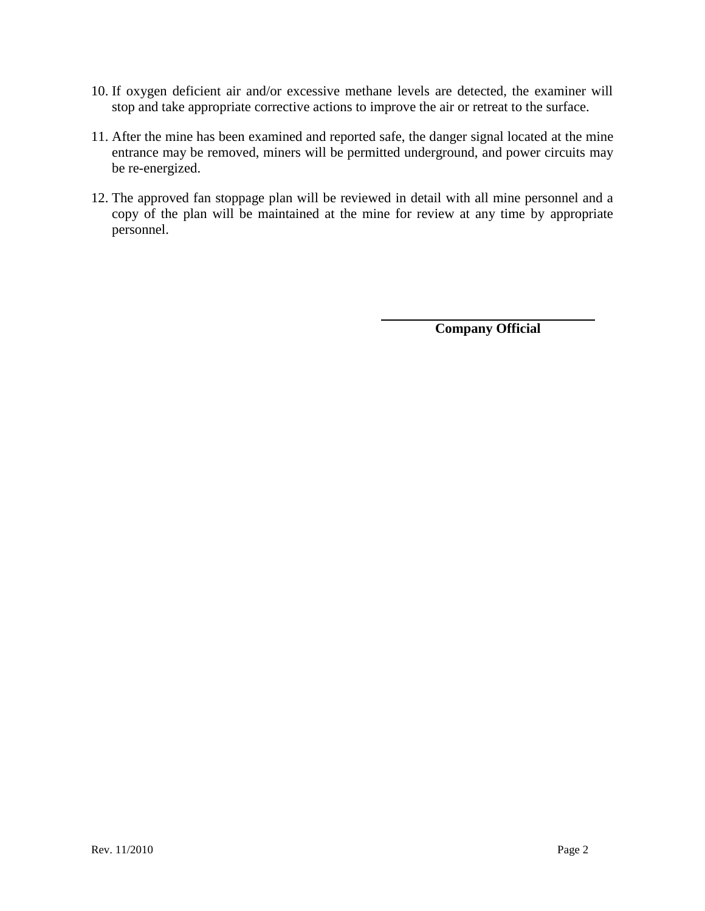10. If oxygen deficient air and/or excessive methane levels are detected, the examiner will stop and take appropriate corrective actions to improve the air or retreat to the surface.

11. After the mine has been examined and reported safe, the danger signal located at the mine entrance may be removed, miners will be permitted underground, and power circuits may be re-energized.

12. The approved fan stoppage plan will be reviewed in detail with all mine personnel and a copy of the plan will be maintained at the mine for review at any time by appropriate personnel.

\_\_\_\_\_\_\_\_\_\_\_\_\_\_\_\_\_\_\_\_\_\_\_\_\_\_\_\_\_\_

**Company Official**

Rev. 11/2010